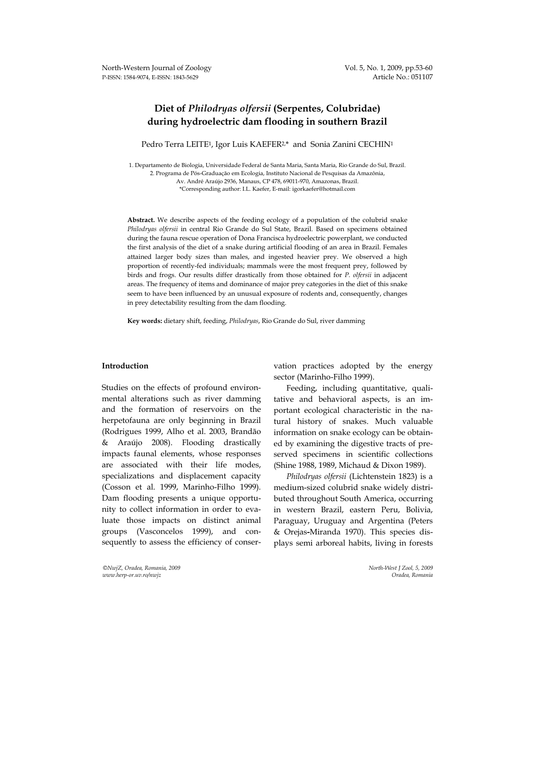# Diet of *Philodryas olfersii* (Serpentes, Colubridae) during hydroelectric dam flooding in southern Brazil

Pedro Terra LEITE[1], Igor Luis KAEFER[2,*] and Sonia Zanini CECHIN[1]

1. Departamento de Biologia, Universidade Federal de Santa Maria, Santa Maria, Rio Grande do Sul, Brazil.
2. Programa de Pós-Graduação em Ecologia, Instituto Nacional de Pesquisas da Amazônia, Av. André Araújo 2936, Manaus, CP 478, 69011-970, Amazonas, Brazil.
*Corresponding author: I.L. Kaefer, E-mail: igorkaefer@hotmail.com

**Abstract.** We describe aspects of the feeding ecology of a population of the colubrid snake *Philodryas olfersii* in central Rio Grande do Sul State, Brazil. Based on specimens obtained during the fauna rescue operation of Dona Francisca hydroelectric powerplant, we conducted the first analysis of the diet of a snake during artificial flooding of an area in Brazil. Females attained larger body sizes than males, and ingested heavier prey. We observed a high proportion of recently-fed individuals; mammals were the most frequent prey, followed by birds and frogs. Our results differ drastically from those obtained for *P. olfersii* in adjacent areas. The frequency of items and dominance of major prey categories in the diet of this snake seem to have been influenced by an unusual exposure of rodents and, consequently, changes in prey detectability resulting from the dam flooding.

**Key words:** dietary shift, feeding, *Philodryas*, Rio Grande do Sul, river damming

## Introduction

Studies on the effects of profound environmental alterations such as river damming and the formation of reservoirs on the herpetofauna are only beginning in Brazil (Rodrigues 1999, Alho et al. 2003, Brandão & Araújo 2008). Flooding drastically impacts faunal elements, whose responses are associated with their life modes, specializations and displacement capacity (Cosson et al. 1999, Marinho-Filho 1999). Dam flooding presents a unique opportunity to collect information in order to evaluate those impacts on distinct animal groups (Vasconcelos 1999), and consequently to assess the efficiency of conservation practices adopted by the energy sector (Marinho-Filho 1999).

Feeding, including quantitative, qualitative and behavioral aspects, is an important ecological characteristic in the natural history of snakes. Much valuable information on snake ecology can be obtained by examining the digestive tracts of preserved specimens in scientific collections (Shine 1988, 1989, Michaud & Dixon 1989).

*Philodryas olfersii* (Lichtenstein 1823) is a medium-sized colubrid snake widely distributed throughout South America, occurring in western Brazil, eastern Peru, Bolivia, Paraguay, Uruguay and Argentina (Peters & Orejas-Miranda 1970). This species displays semi arboreal habits, living in forests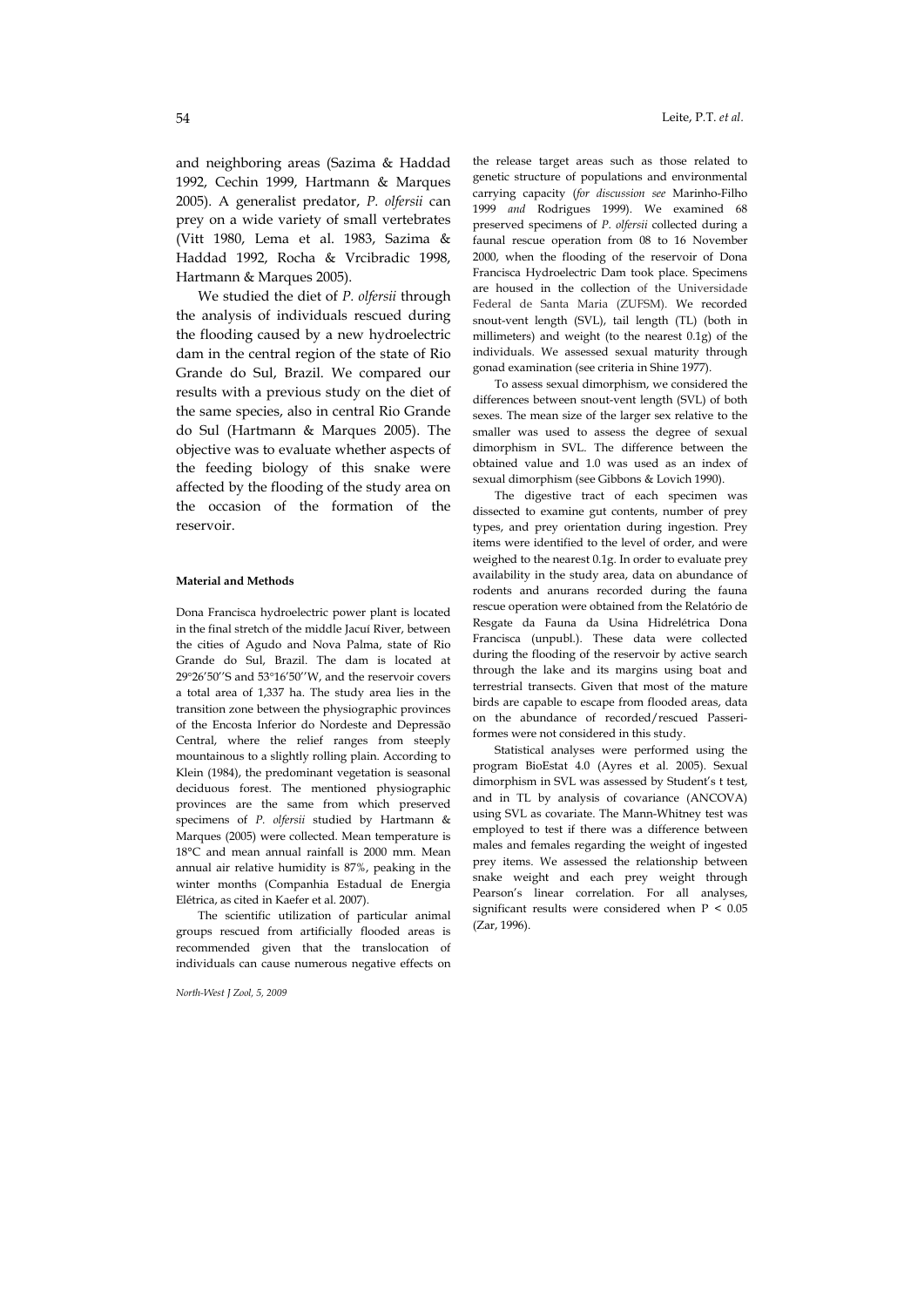and neighboring areas (Sazima & Haddad 1992, Cechin 1999, Hartmann & Marques 2005). A generalist predator, *P. olfersii* can prey on a wide variety of small vertebrates (Vitt 1980, Lema et al. 1983, Sazima & Haddad 1992, Rocha & Vrcibradic 1998, Hartmann & Marques 2005).

We studied the diet of *P. olfersii* through the analysis of individuals rescued during the flooding caused by a new hydroelectric dam in the central region of the state of Rio Grande do Sul, Brazil. We compared our results with a previous study on the diet of the same species, also in central Rio Grande do Sul (Hartmann & Marques 2005). The objective was to evaluate whether aspects of the feeding biology of this snake were affected by the flooding of the study area on the occasion of the formation of the reservoir.

#### Material and Methods

Dona Francisca hydroelectric power plant is located in the final stretch of the middle Jacuí River, between the cities of Agudo and Nova Palma, state of Rio Grande do Sul, Brazil. The dam is located at 29°26'50''S and 53°16'50''W, and the reservoir covers a total area of 1,337 ha. The study area lies in the transition zone between the physiographic provinces of the Encosta Inferior do Nordeste and Depressão Central, where the relief ranges from steeply mountainous to a slightly rolling plain. According to Klein (1984), the predominant vegetation is seasonal deciduous forest. The mentioned physiographic provinces are the same from which preserved specimens of *P. olfersii* studied by Hartmann & Marques (2005) were collected. Mean temperature is 18°C and mean annual rainfall is 2000 mm. Mean annual air relative humidity is 87%, peaking in the winter months (Companhia Estadual de Energia Elétrica, as cited in Kaefer et al. 2007).

The scientific utilization of particular animal groups rescued from artificially flooded areas is recommended given that the translocation of individuals can cause numerous negative effects on the release target areas such as those related to genetic structure of populations and environmental carrying capacity (*for discussion see* Marinho-Filho 1999 *and* Rodrigues 1999). We examined 68 preserved specimens of *P. olfersii* collected during a faunal rescue operation from 08 to 16 November 2000, when the flooding of the reservoir of Dona Francisca Hydroelectric Dam took place. Specimens are housed in the collection of the Universidade Federal de Santa Maria (ZUFSM). We recorded snout-vent length (SVL), tail length (TL) (both in millimeters) and weight (to the nearest 0.1g) of the individuals. We assessed sexual maturity through gonad examination (see criteria in Shine 1977).

To assess sexual dimorphism, we considered the differences between snout-vent length (SVL) of both sexes. The mean size of the larger sex relative to the smaller was used to assess the degree of sexual dimorphism in SVL. The difference between the obtained value and 1.0 was used as an index of sexual dimorphism (see Gibbons & Lovich 1990).

The digestive tract of each specimen was dissected to examine gut contents, number of prey types, and prey orientation during ingestion. Prey items were identified to the level of order, and were weighed to the nearest 0.1g. In order to evaluate prey availability in the study area, data on abundance of rodents and anurans recorded during the fauna rescue operation were obtained from the Relatório de Resgate da Fauna da Usina Hidrelétrica Dona Francisca (unpubl.). These data were collected during the flooding of the reservoir by active search through the lake and its margins using boat and terrestrial transects. Given that most of the mature birds are capable to escape from flooded areas, data on the abundance of recorded/rescued Passeriformes were not considered in this study.

Statistical analyses were performed using the program BioEstat 4.0 (Ayres et al. 2005). Sexual dimorphism in SVL was assessed by Student's t test, and in TL by analysis of covariance (ANCOVA) using SVL as covariate. The Mann-Whitney test was employed to test if there was a difference between males and females regarding the weight of ingested prey items. We assessed the relationship between snake weight and each prey weight through Pearson's linear correlation. For all analyses, significant results were considered when $P < 0.05$ (Zar, 1996).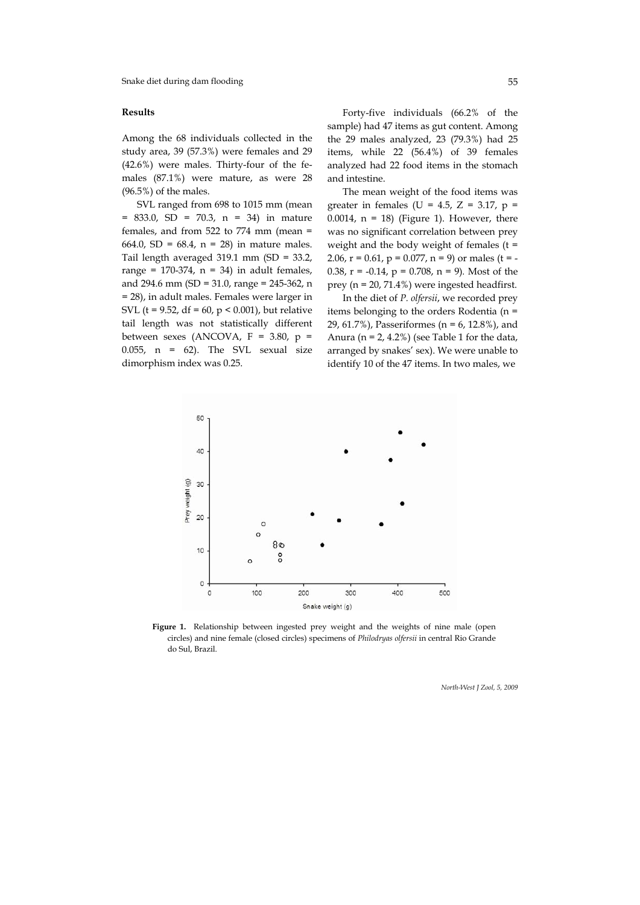## Results

Among the 68 individuals collected in the study area, 39 (57.3%) were females and 29 (42.6%) were males. Thirty-four of the females (87.1%) were mature, as were 28 (96.5%) of the males.

SVL ranged from 698 to 1015 mm (mean = 833.0, SD = 70.3, n = 34) in mature females, and from 522 to 774 mm (mean = 664.0, SD = 68.4, n = 28) in mature males. Tail length averaged 319.1 mm (SD = 33.2, range = 170-374, n = 34) in adult females, and 294.6 mm (SD = 31.0, range = 245-362, n = 28), in adult males. Females were larger in SVL ($t = 9.52$, $df = 60$, $p < 0.001$), but relative tail length was not statistically different between sexes (ANCOVA, $F = 3.80$, $p = 0.055$, $n = 62$). The SVL sexual size dimorphism index was 0.25.

Forty-five individuals (66.2% of the sample) had 47 items as gut content. Among the 29 males analyzed, 23 (79.3%) had 25 items, while 22 (56.4%) of 39 females analyzed had 22 food items in the stomach and intestine.

The mean weight of the food items was greater in females ($U = 4.5$, $Z = 3.17$, $p = 0.0014$, $n = 18$) (Figure 1). However, there was no significant correlation between prey weight and the body weight of females ($t = 2.06$, $r = 0.61$, $p = 0.077$, $n = 9$) or males ($t = -0.38$, $r = -0.14$, $p = 0.708$, $n = 9$). Most of the prey (n = 20, 71.4%) were ingested headfirst.

In the diet of *P. olfersii*, we recorded prey items belonging to the orders Rodentia (n = 29, 61.7%), Passeriformes (n = 6, 12.8%), and Anura (n = 2, 4.2%) (see Table 1 for the data, arranged by snakes' sex). We were unable to identify 10 of the 47 items. In two males, we

**Figure 1.** Relationship between ingested prey weight and the weights of nine male (open circles) and nine female (closed circles) specimens of *Philodryas olfersii* in central Rio Grande do Sul, Brazil.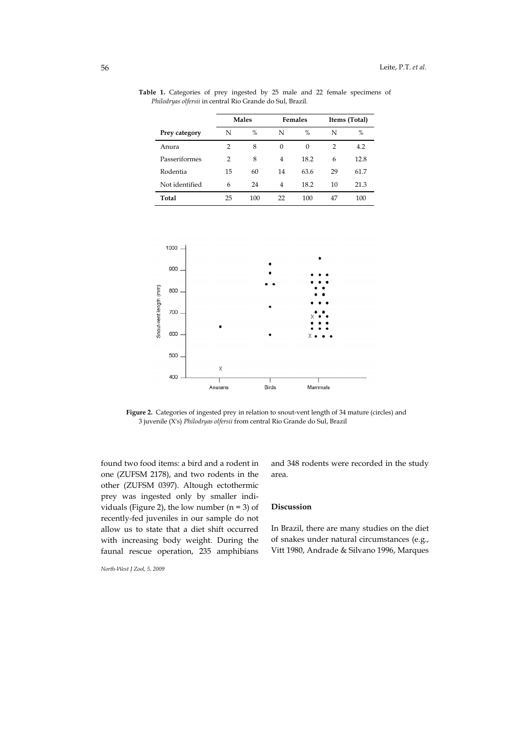**Table 1.** Categories of prey ingested by 25 male and 22 female specimens of *Philodryas olfersii* in central Rio Grande do Sul, Brazil.

| | Males | | Females | | Items (Total) | |
|---|---|---|---|---|---|---|
| **Prey category** | N | % | N | % | N | % |
| Anura | 2 | 8 | 0 | 0 | 2 | 4.2 |
| Passeriformes | 2 | 8 | 4 | 18.2 | 6 | 12.8 |
| Rodentia | 15 | 60 | 14 | 63.6 | 29 | 61.7 |
| Not identified | 6 | 24 | 4 | 18.2 | 10 | 21.3 |
| **Total** | 25 | 100 | 22 | 100 | 47 | 100 |

**Figure 2.** Categories of ingested prey in relation to snout-vent length of 34 mature (circles) and 3 juvenile (X's) *Philodryas olfersii* from central Rio Grande do Sul, Brazil

found two food items: a bird and a rodent in one (ZUFSM 2178), and two rodents in the other (ZUFSM 0397). Altough ectothermic prey was ingested only by smaller individuals (Figure 2), the low number (n = 3) of recently-fed juveniles in our sample do not allow us to state that a diet shift occurred with increasing body weight. During the faunal rescue operation, 235 amphibians and 348 rodents were recorded in the study area.

## Discussion

In Brazil, there are many studies on the diet of snakes under natural circumstances (e.g., Vitt 1980, Andrade & Silvano 1996, Marques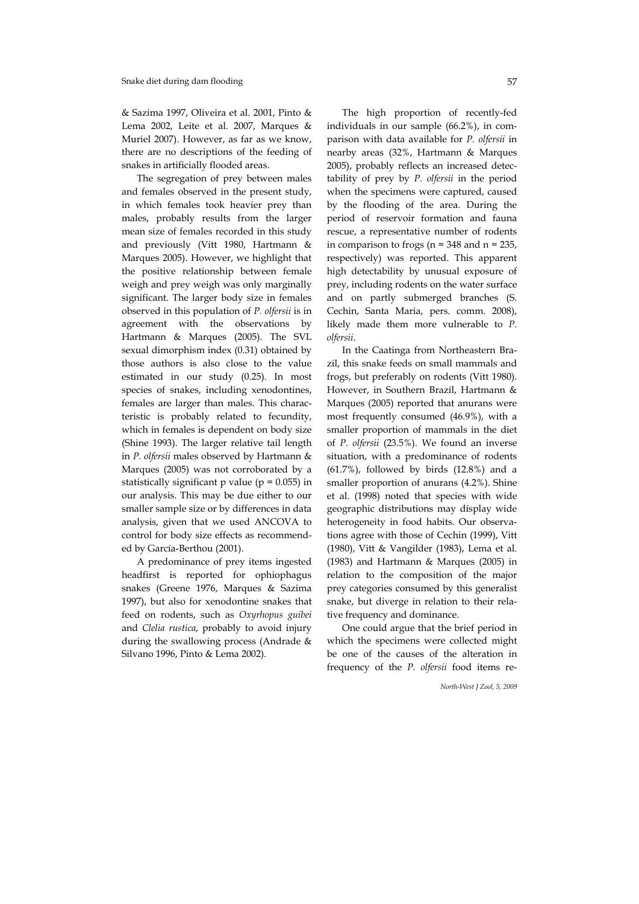& Sazima 1997, Oliveira et al. 2001, Pinto & Lema 2002, Leite et al. 2007, Marques & Muriel 2007). However, as far as we know, there are no descriptions of the feeding of snakes in artificially flooded areas.

The segregation of prey between males and females observed in the present study, in which females took heavier prey than males, probably results from the larger mean size of females recorded in this study and previously (Vitt 1980, Hartmann & Marques 2005). However, we highlight that the positive relationship between female weigh and prey weigh was only marginally significant. The larger body size in females observed in this population of *P. olfersii* is in agreement with the observations by Hartmann & Marques (2005). The SVL sexual dimorphism index (0.31) obtained by those authors is also close to the value estimated in our study (0.25). In most species of snakes, including xenodontines, females are larger than males. This characteristic is probably related to fecundity, which in females is dependent on body size (Shine 1993). The larger relative tail length in *P. olfersii* males observed by Hartmann & Marques (2005) was not corroborated by a statistically significant p value ($p = 0.055$) in our analysis. This may be due either to our smaller sample size or by differences in data analysis, given that we used ANCOVA to control for body size effects as recommended by García-Berthou (2001).

A predominance of prey items ingested headfirst is reported for ophiophagus snakes (Greene 1976, Marques & Sazima 1997), but also for xenodontine snakes that feed on rodents, such as *Oxyrhopus guibei* and *Clelia rustica*, probably to avoid injury during the swallowing process (Andrade & Silvano 1996, Pinto & Lema 2002).

The high proportion of recently-fed individuals in our sample (66.2%), in comparison with data available for *P. olfersii* in nearby areas (32%, Hartmann & Marques 2005), probably reflects an increased detectability of prey by *P. olfersii* in the period when the specimens were captured, caused by the flooding of the area. During the period of reservoir formation and fauna rescue, a representative number of rodents in comparison to frogs ($n = 348$ and $n = 235$, respectively) was reported. This apparent high detectability by unusual exposure of prey, including rodents on the water surface and on partly submerged branches (S. Cechin, Santa Maria, pers. comm. 2008), likely made them more vulnerable to *P. olfersii*.

In the Caatinga from Northeastern Brazil, this snake feeds on small mammals and frogs, but preferably on rodents (Vitt 1980). However, in Southern Brazil, Hartmann & Marques (2005) reported that anurans were most frequently consumed (46.9%), with a smaller proportion of mammals in the diet of *P. olfersii* (23.5%). We found an inverse situation, with a predominance of rodents (61.7%), followed by birds (12.8%) and a smaller proportion of anurans (4.2%). Shine et al. (1998) noted that species with wide geographic distributions may display wide heterogeneity in food habits. Our observations agree with those of Cechin (1999), Vitt (1980), Vitt & Vangilder (1983), Lema et al. (1983) and Hartmann & Marques (2005) in relation to the composition of the major prey categories consumed by this generalist snake, but diverge in relation to their relative frequency and dominance.

One could argue that the brief period in which the specimens were collected might be one of the causes of the alteration in frequency of the *P. olfersii* food items re-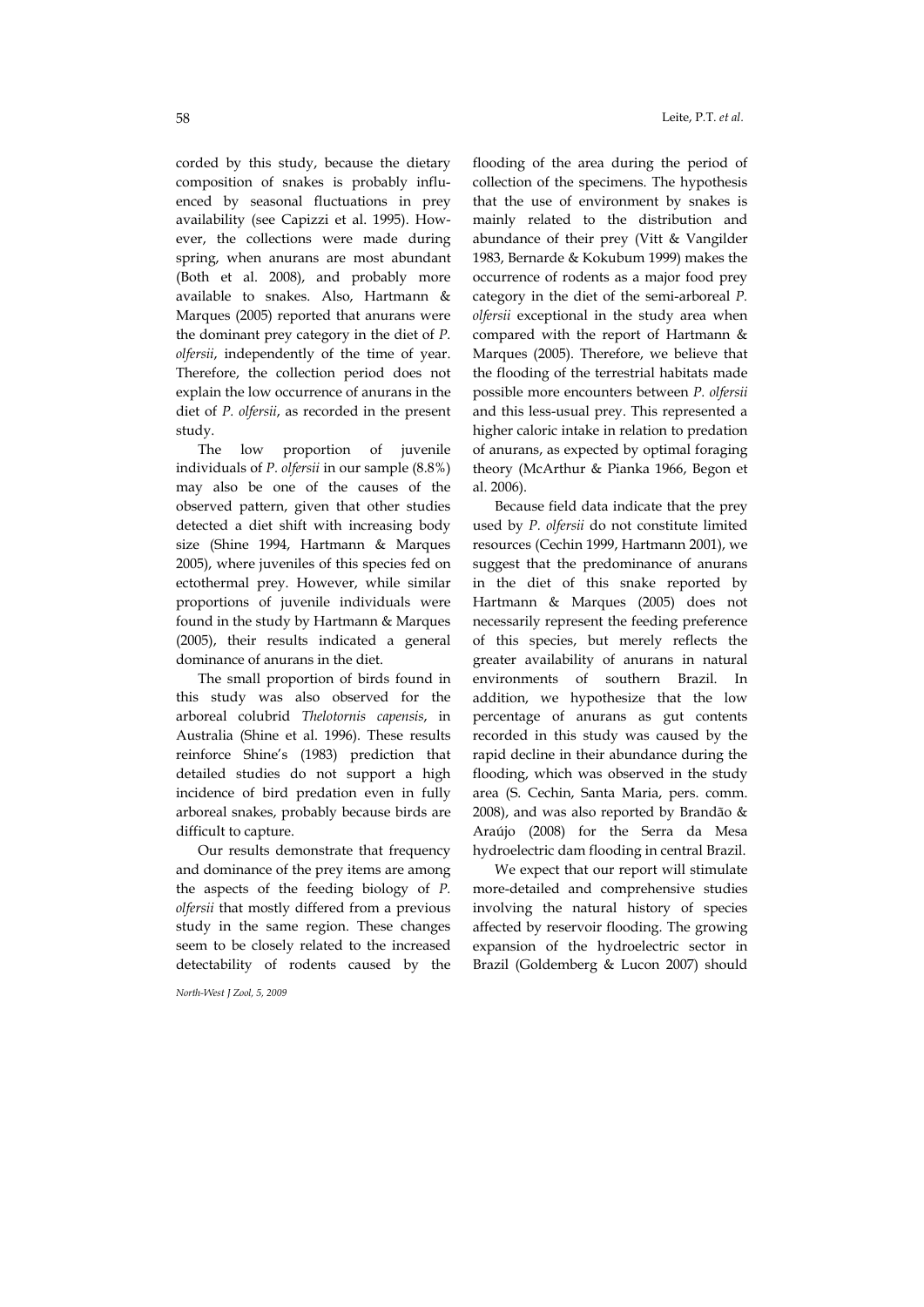corded by this study, because the dietary composition of snakes is probably influenced by seasonal fluctuations in prey availability (see Capizzi et al. 1995). However, the collections were made during spring, when anurans are most abundant (Both et al. 2008), and probably more available to snakes. Also, Hartmann & Marques (2005) reported that anurans were the dominant prey category in the diet of *P. olfersii*, independently of the time of year. Therefore, the collection period does not explain the low occurrence of anurans in the diet of *P. olfersii*, as recorded in the present study.

The low proportion of juvenile individuals of *P. olfersii* in our sample (8.8%) may also be one of the causes of the observed pattern, given that other studies detected a diet shift with increasing body size (Shine 1994, Hartmann & Marques 2005), where juveniles of this species fed on ectothermal prey. However, while similar proportions of juvenile individuals were found in the study by Hartmann & Marques (2005), their results indicated a general dominance of anurans in the diet.

The small proportion of birds found in this study was also observed for the arboreal colubrid *Thelotornis capensis*, in Australia (Shine et al. 1996). These results reinforce Shine's (1983) prediction that detailed studies do not support a high incidence of bird predation even in fully arboreal snakes, probably because birds are difficult to capture.

Our results demonstrate that frequency and dominance of the prey items are among the aspects of the feeding biology of *P. olfersii* that mostly differed from a previous study in the same region. These changes seem to be closely related to the increased detectability of rodents caused by the flooding of the area during the period of collection of the specimens. The hypothesis that the use of environment by snakes is mainly related to the distribution and abundance of their prey (Vitt & Vangilder 1983, Bernarde & Kokubum 1999) makes the occurrence of rodents as a major food prey category in the diet of the semi-arboreal *P. olfersii* exceptional in the study area when compared with the report of Hartmann & Marques (2005). Therefore, we believe that the flooding of the terrestrial habitats made possible more encounters between *P. olfersii* and this less-usual prey. This represented a higher caloric intake in relation to predation of anurans, as expected by optimal foraging theory (McArthur & Pianka 1966, Begon et al. 2006).

Because field data indicate that the prey used by *P. olfersii* do not constitute limited resources (Cechin 1999, Hartmann 2001), we suggest that the predominance of anurans in the diet of this snake reported by Hartmann & Marques (2005) does not necessarily represent the feeding preference of this species, but merely reflects the greater availability of anurans in natural environments of southern Brazil. In addition, we hypothesize that the low percentage of anurans as gut contents recorded in this study was caused by the rapid decline in their abundance during the flooding, which was observed in the study area (S. Cechin, Santa Maria, pers. comm. 2008), and was also reported by Brandão & Araújo (2008) for the Serra da Mesa hydroelectric dam flooding in central Brazil.

We expect that our report will stimulate more-detailed and comprehensive studies involving the natural history of species affected by reservoir flooding. The growing expansion of the hydroelectric sector in Brazil (Goldemberg & Lucon 2007) should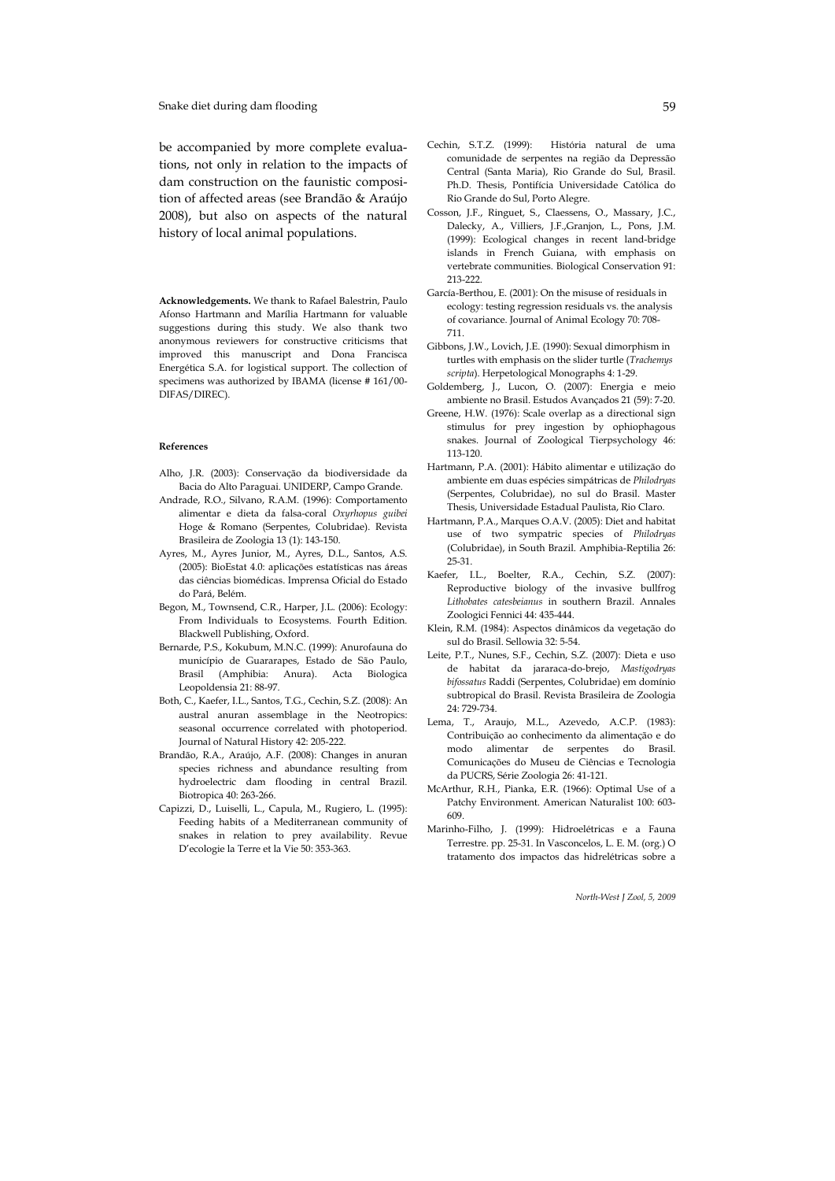be accompanied by more complete evaluations, not only in relation to the impacts of dam construction on the faunistic composition of affected areas (see Brandão & Araújo 2008), but also on aspects of the natural history of local animal populations.

**Acknowledgements.** We thank to Rafael Balestrin, Paulo Afonso Hartmann and Marília Hartmann for valuable suggestions during this study. We also thank two anonymous reviewers for constructive criticisms that improved this manuscript and Dona Francisca Energética S.A. for logistical support. The collection of specimens was authorized by IBAMA (license # 161/00-DIFAS/DIREC).

#### References

- Alho, J.R. (2003): Conservação da biodiversidade da Bacia do Alto Paraguai. UNIDERP, Campo Grande.
- Andrade, R.O., Silvano, R.A.M. (1996): Comportamento alimentar e dieta da falsa-coral *Oxyrhopus guibei* Hoge & Romano (Serpentes, Colubridae). Revista Brasileira de Zoologia 13 (1): 143-150.
- Ayres, M., Ayres Junior, M., Ayres, D.L., Santos, A.S. (2005): BioEstat 4.0: aplicações estatísticas nas áreas das ciências biomédicas. Imprensa Oficial do Estado do Pará, Belém.
- Begon, M., Townsend, C.R., Harper, J.L. (2006): Ecology: From Individuals to Ecosystems. Fourth Edition. Blackwell Publishing, Oxford.
- Bernarde, P.S., Kokubum, M.N.C. (1999): Anurofauna do município de Guararapes, Estado de São Paulo, Brasil (Amphibia: Anura). Acta Biologica Leopoldensia 21: 88-97.
- Both, C., Kaefer, I.L., Santos, T.G., Cechin, S.Z. (2008): An austral anuran assemblage in the Neotropics: seasonal occurrence correlated with photoperiod. Journal of Natural History 42: 205-222.
- Brandão, R.A., Araújo, A.F. (2008): Changes in anuran species richness and abundance resulting from hydroelectric dam flooding in central Brazil. Biotropica 40: 263-266.
- Capizzi, D., Luiselli, L., Capula, M., Rugiero, L. (1995): Feeding habits of a Mediterranean community of snakes in relation to prey availability. Revue D'ecologie la Terre et la Vie 50: 353-363.
- Cechin, S.T.Z. (1999): História natural de uma comunidade de serpentes na região da Depressão Central (Santa Maria), Rio Grande do Sul, Brasil. Ph.D. Thesis, Pontifícia Universidade Católica do Rio Grande do Sul, Porto Alegre.
- Cosson, J.F., Ringuet, S., Claessens, O., Massary, J.C., Dalecky, A., Villiers, J.F.,Granjon, L., Pons, J.M. (1999): Ecological changes in recent land-bridge islands in French Guiana, with emphasis on vertebrate communities. Biological Conservation 91: 213-222.
- García-Berthou, E. (2001): On the misuse of residuals in ecology: testing regression residuals vs. the analysis of covariance. Journal of Animal Ecology 70: 708-711.
- Gibbons, J.W., Lovich, J.E. (1990): Sexual dimorphism in turtles with emphasis on the slider turtle (*Trachemys scripta*). Herpetological Monographs 4: 1-29.
- Goldemberg, J., Lucon, O. (2007): Energia e meio ambiente no Brasil. Estudos Avançados 21 (59): 7-20.
- Greene, H.W. (1976): Scale overlap as a directional sign stimulus for prey ingestion by ophiophagous snakes. Journal of Zoological Tierpsychology 46: 113-120.
- Hartmann, P.A. (2001): Hábito alimentar e utilização do ambiente em duas espécies simpátricas de *Philodryas* (Serpentes, Colubridae), no sul do Brasil. Master Thesis, Universidade Estadual Paulista, Rio Claro.
- Hartmann, P.A., Marques O.A.V. (2005): Diet and habitat use of two sympatric species of *Philodryas* (Colubridae), in South Brazil. Amphibia-Reptilia 26: 25-31.
- Kaefer, I.L., Boelter, R.A., Cechin, S.Z. (2007): Reproductive biology of the invasive bullfrog *Lithobates catesbeianus* in southern Brazil. Annales Zoologici Fennici 44: 435-444.
- Klein, R.M. (1984): Aspectos dinâmicos da vegetação do sul do Brasil. Sellowia 32: 5-54.
- Leite, P.T., Nunes, S.F., Cechin, S.Z. (2007): Dieta e uso de habitat da jararaca-do-brejo, *Mastigodryas bifossatus* Raddi (Serpentes, Colubridae) em domínio subtropical do Brasil. Revista Brasileira de Zoologia 24: 729-734.
- Lema, T., Araujo, M.L., Azevedo, A.C.P. (1983): Contribuição ao conhecimento da alimentação e do modo alimentar de serpentes do Brasil. Comunicações do Museu de Ciências e Tecnologia da PUCRS, Série Zoologia 26: 41-121.
- McArthur, R.H., Pianka, E.R. (1966): Optimal Use of a Patchy Environment. American Naturalist 100: 603-609.
- Marinho-Filho, J. (1999): Hidroelétricas e a Fauna Terrestre. pp. 25-31. In Vasconcelos, L. E. M. (org.) O tratamento dos impactos das hidrelétricas sobre a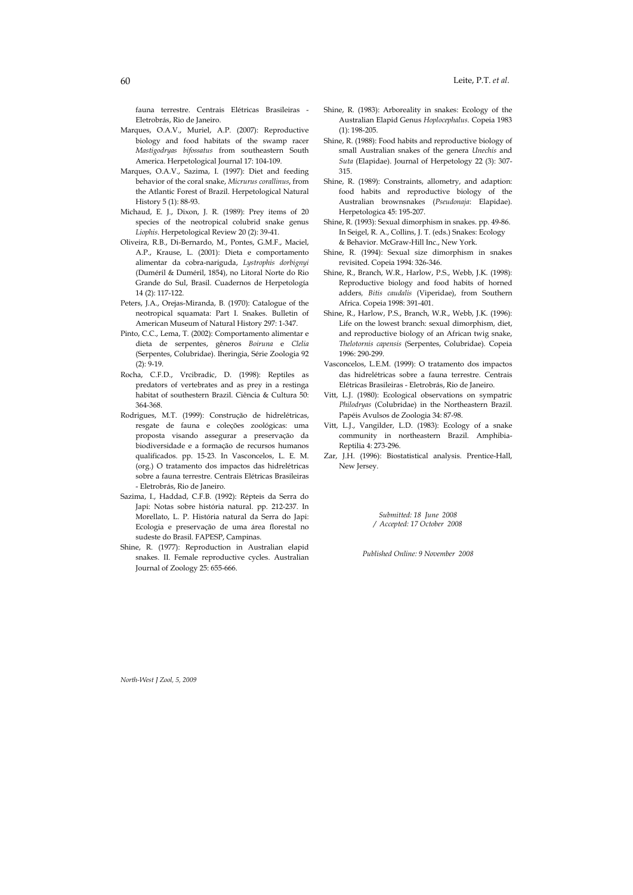fauna terrestre. Centrais Elétricas Brasileiras - Eletrobrás, Rio de Janeiro.

Marques, O.A.V., Muriel, A.P. (2007): Reproductive biology and food habits of the swamp racer *Mastigodryas bifossatus* from southeastern South America. Herpetological Journal 17: 104-109.

Marques, O.A.V., Sazima, I. (1997): Diet and feeding behavior of the coral snake, *Micrurus corallinus*, from the Atlantic Forest of Brazil. Herpetological Natural History 5 (1): 88-93.

Michaud, E. J., Dixon, J. R. (1989): Prey items of 20 species of the neotropical colubrid snake genus *Liophis*. Herpetological Review 20 (2): 39-41.

Oliveira, R.B., Di-Bernardo, M., Pontes, G.M.F., Maciel, A.P., Krause, L. (2001): Dieta e comportamento alimentar da cobra-nariguda, *Lystrophis dorbignyi* (Duméril & Duméril, 1854), no Litoral Norte do Rio Grande do Sul, Brasil. Cuadernos de Herpetología 14 (2): 117-122.

Peters, J.A., Orejas-Miranda, B. (1970): Catalogue of the neotropical squamata: Part I. Snakes. Bulletin of American Museum of Natural History 297: 1-347.

Pinto, C.C., Lema, T. (2002): Comportamento alimentar e dieta de serpentes, gêneros *Boiruna* e *Clelia* (Serpentes, Colubridae). Iheringia, Série Zoologia 92 (2): 9-19.

Rocha, C.F.D., Vrcibradic, D. (1998): Reptiles as predators of vertebrates and as prey in a restinga habitat of southestern Brazil. Ciência & Cultura 50: 364-368.

Rodrigues, M.T. (1999): Construção de hidrelétricas, resgate de fauna e coleções zoológicas: uma proposta visando assegurar a preservação da biodiversidade e a formação de recursos humanos qualificados. pp. 15-23. In Vasconcelos, L. E. M. (org.) O tratamento dos impactos das hidrelétricas sobre a fauna terrestre. Centrais Elétricas Brasileiras - Eletrobrás, Rio de Janeiro.

Sazima, I., Haddad, C.F.B. (1992): Répteis da Serra do Japi: Notas sobre história natural. pp. 212-237. In Morellato, L. P. História natural da Serra do Japi: Ecologia e preservação de uma área florestal no sudeste do Brasil. FAPESP, Campinas.

Shine, R. (1977): Reproduction in Australian elapid snakes. II. Female reproductive cycles. Australian Journal of Zoology 25: 655-666.

Shine, R. (1983): Arboreality in snakes: Ecology of the Australian Elapid Genus *Hoplocephalus*. Copeia 1983 (1): 198-205.

Shine, R. (1988): Food habits and reproductive biology of small Australian snakes of the genera *Unechis* and *Suta* (Elapidae). Journal of Herpetology 22 (3): 307-315.

Shine, R. (1989): Constraints, allometry, and adaption: food habits and reproductive biology of the Australian brownsnakes (*Pseudonaja*: Elapidae). Herpetologica 45: 195-207.

Shine, R. (1993): Sexual dimorphism in snakes. pp. 49-86. In Seigel, R. A., Collins, J. T. (eds.) Snakes: Ecology & Behavior. McGraw-Hill Inc., New York.

Shine, R. (1994): Sexual size dimorphism in snakes revisited. Copeia 1994: 326-346.

Shine, R., Branch, W.R., Harlow, P.S., Webb, J.K. (1998): Reproductive biology and food habits of horned adders, *Bitis caudalis* (Viperidae), from Southern Africa. Copeia 1998: 391-401.

Shine, R., Harlow, P.S., Branch, W.R., Webb, J.K. (1996): Life on the lowest branch: sexual dimorphism, diet, and reproductive biology of an African twig snake, *Thelotornis capensis* (Serpentes, Colubridae). Copeia 1996: 290-299.

Vasconcelos, L.E.M. (1999): O tratamento dos impactos das hidrelétricas sobre a fauna terrestre. Centrais Elétricas Brasileiras - Eletrobrás, Rio de Janeiro.

Vitt, L.J. (1980): Ecological observations on sympatric *Philodryas* (Colubridae) in the Northeastern Brazil. Papéis Avulsos de Zoologia 34: 87-98.

Vitt, L.J., Vangilder, L.D. (1983): Ecology of a snake community in northeastern Brazil. Amphibia-Reptilia 4: 273-296.

Zar, J.H. (1996): Biostatistical analysis. Prentice-Hall, New Jersey.

*Submitted: 18 June 2008*
*/ Accepted: 17 October 2008*

*Published Online: 9 November 2008*